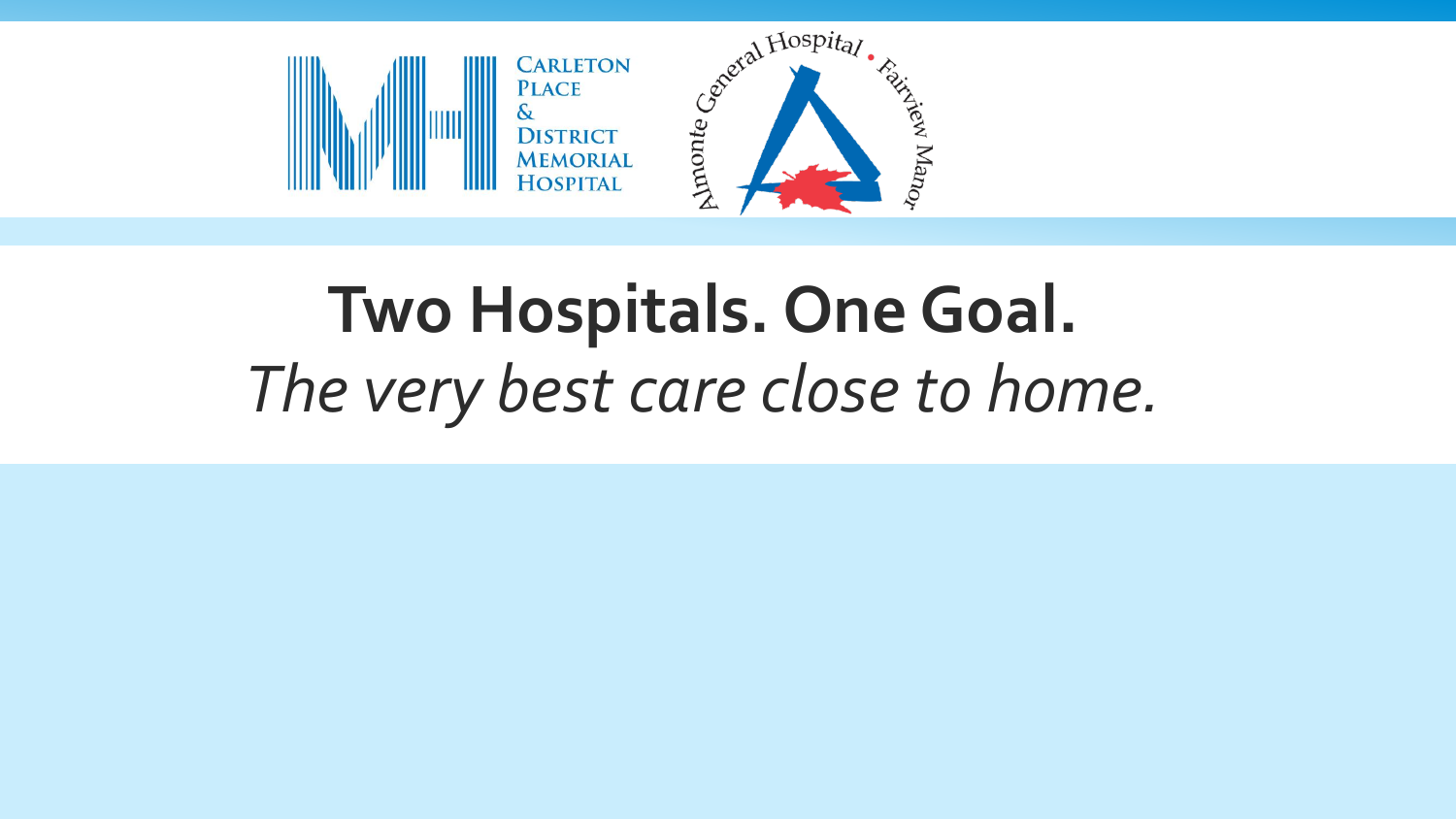Carleton Place & District Memorial Hospital

Almonte General Hospital • Fairview Manor

# Two Hospitals. One Goal.

*The very best care close to home.*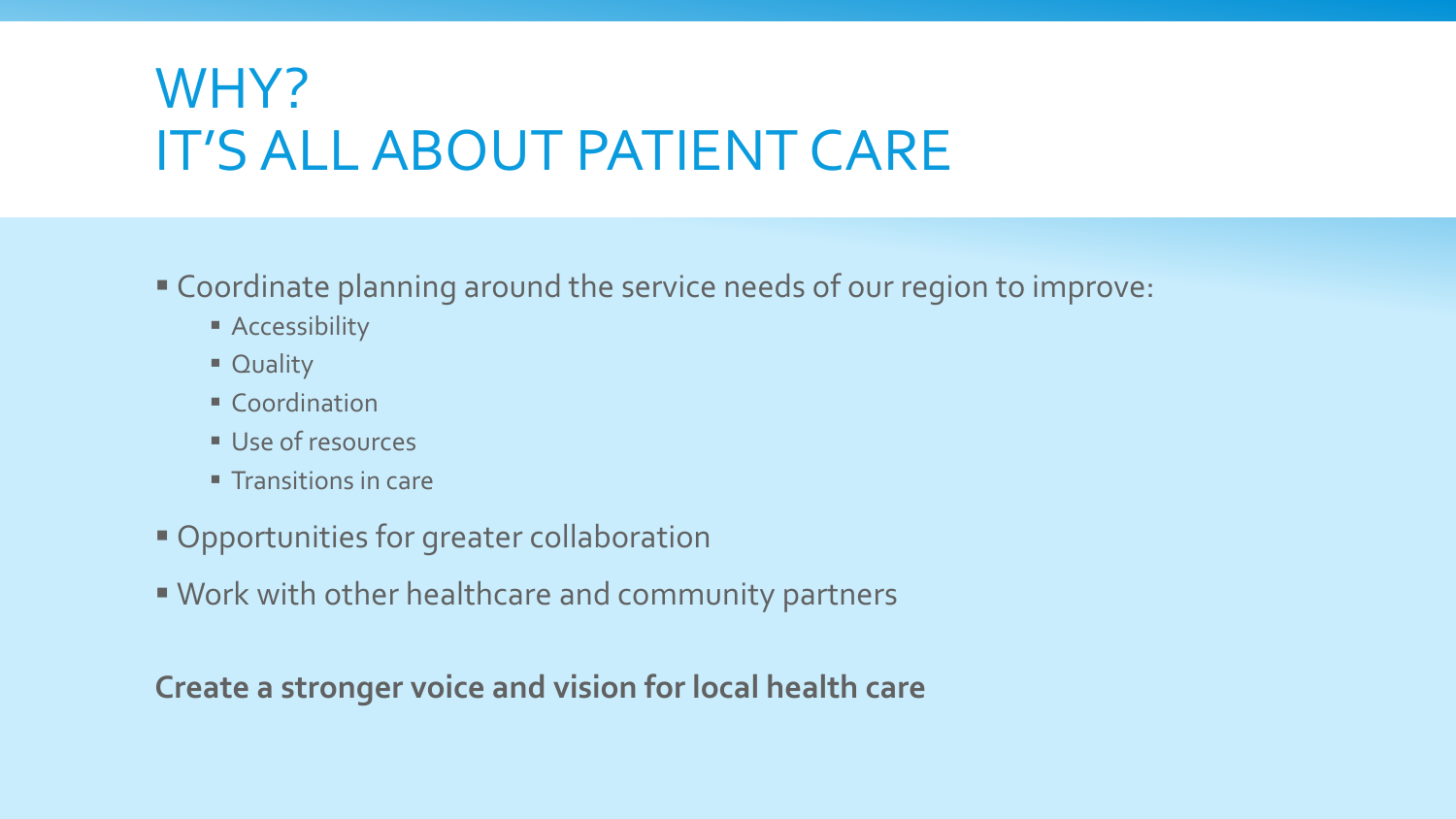# WHY?
# IT'S ALL ABOUT PATIENT CARE

- Coordinate planning around the service needs of our region to improve:
  - Accessibility
  - Quality
  - Coordination
  - Use of resources
  - Transitions in care
- Opportunities for greater collaboration
- Work with other healthcare and community partners

**Create a stronger voice and vision for local health care**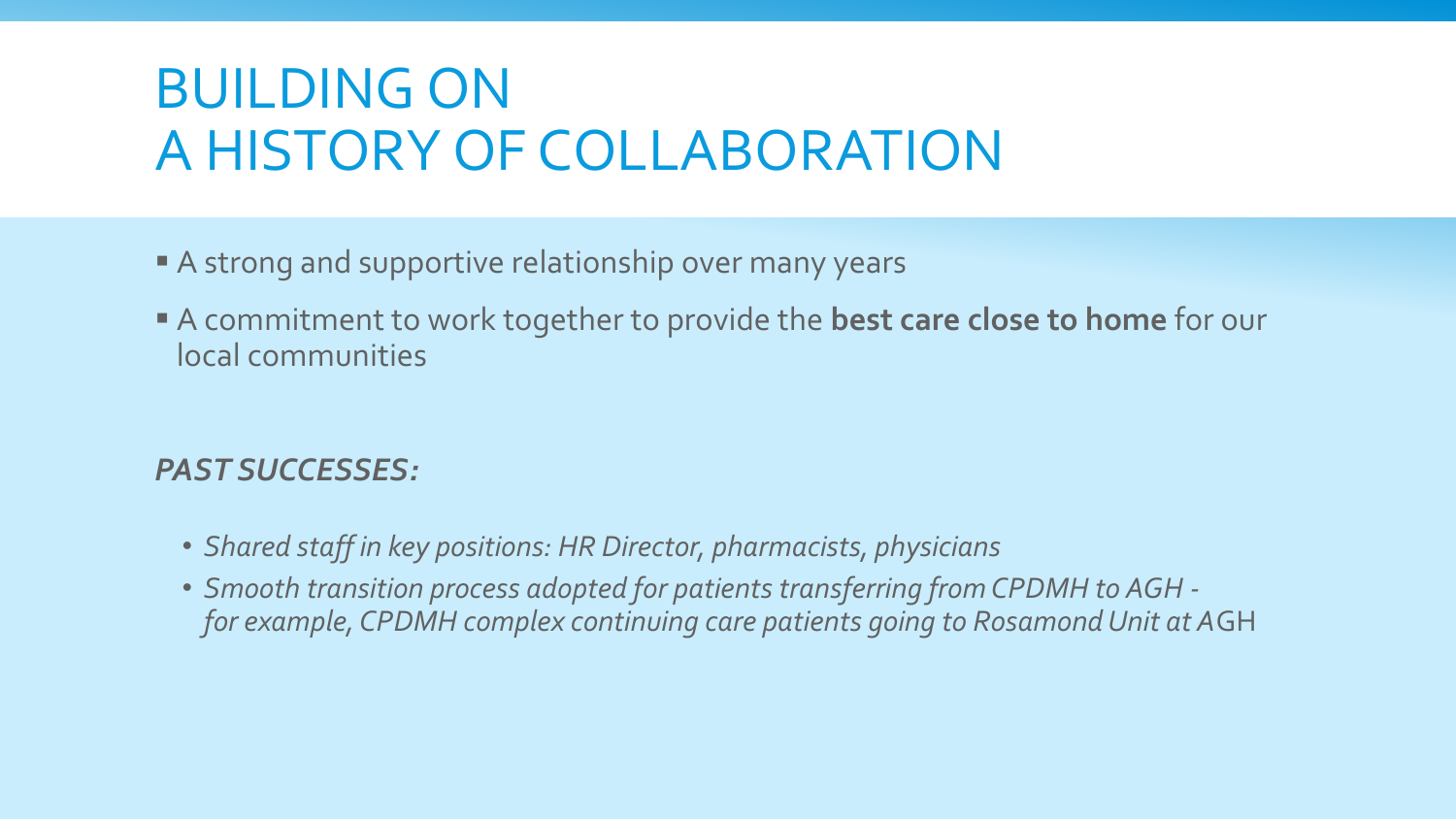# BUILDING ON A HISTORY OF COLLABORATION

- A strong and supportive relationship over many years
- A commitment to work together to provide the **best care close to home** for our local communities

***PAST SUCCESSES:***

- *Shared staff in key positions: HR Director, pharmacists, physicians*
- *Smooth transition process adopted for patients transferring from CPDMH to AGH - for example, CPDMH complex continuing care patients going to Rosamond Unit at AGH*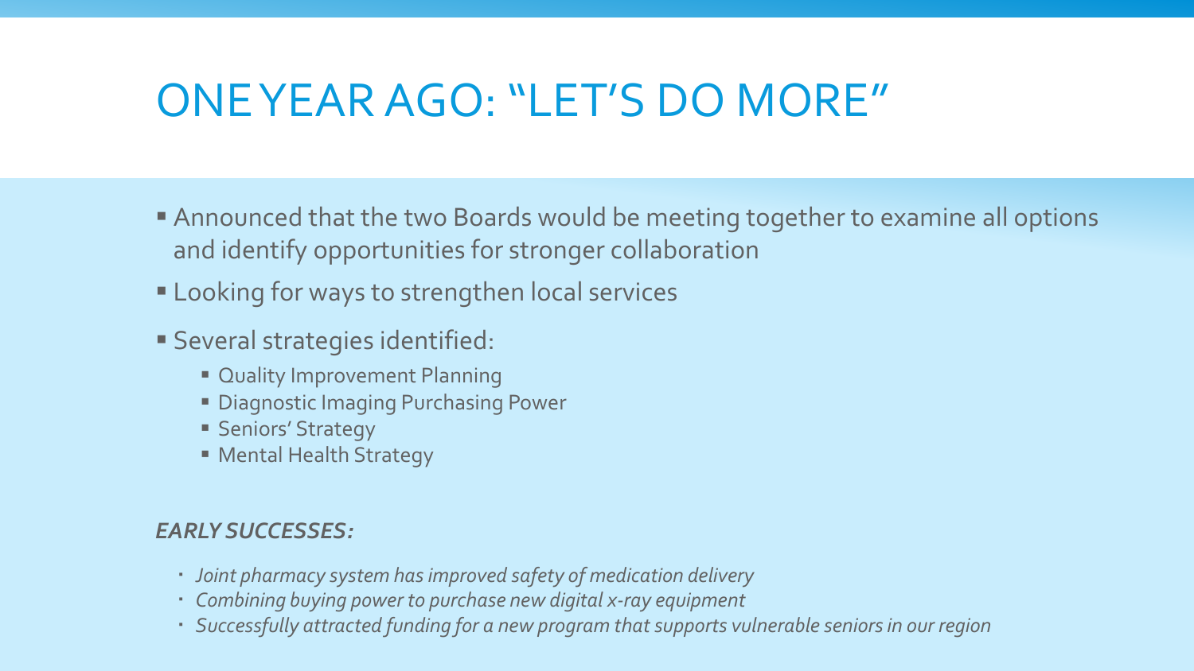# ONE YEAR AGO: "LET'S DO MORE"

- Announced that the two Boards would be meeting together to examine all options and identify opportunities for stronger collaboration
- Looking for ways to strengthen local services
- Several strategies identified:
  - Quality Improvement Planning
  - Diagnostic Imaging Purchasing Power
  - Seniors' Strategy
  - Mental Health Strategy

***EARLY SUCCESSES:***

- *Joint pharmacy system has improved safety of medication delivery*
- *Combining buying power to purchase new digital x-ray equipment*
- *Successfully attracted funding for a new program that supports vulnerable seniors in our region*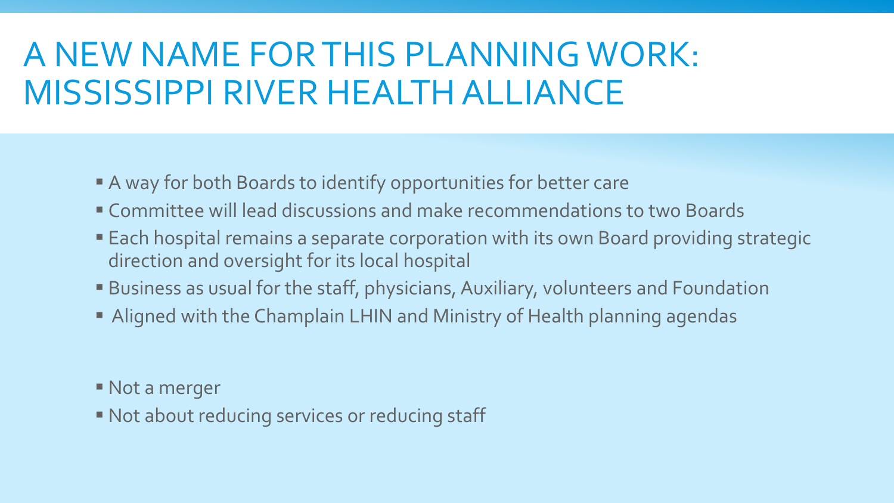# A NEW NAME FOR THIS PLANNING WORK: MISSISSIPPI RIVER HEALTH ALLIANCE

- A way for both Boards to identify opportunities for better care
- Committee will lead discussions and make recommendations to two Boards
- Each hospital remains a separate corporation with its own Board providing strategic direction and oversight for its local hospital
- Business as usual for the staff, physicians, Auxiliary, volunteers and Foundation
- Aligned with the Champlain LHIN and Ministry of Health planning agendas

- Not a merger
- Not about reducing services or reducing staff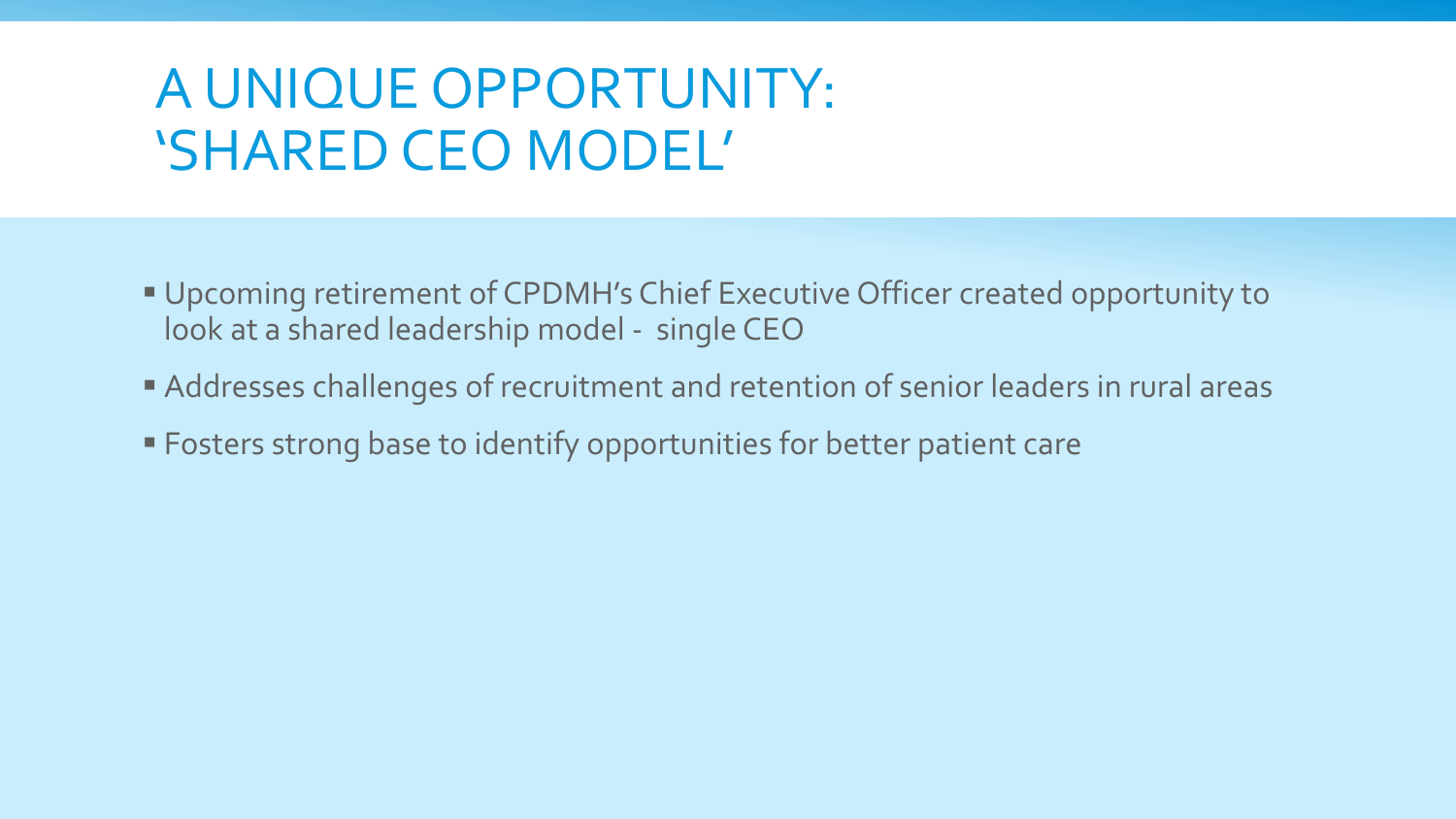# A UNIQUE OPPORTUNITY: 'SHARED CEO MODEL'

- Upcoming retirement of CPDMH's Chief Executive Officer created opportunity to look at a shared leadership model - single CEO
- Addresses challenges of recruitment and retention of senior leaders in rural areas
- Fosters strong base to identify opportunities for better patient care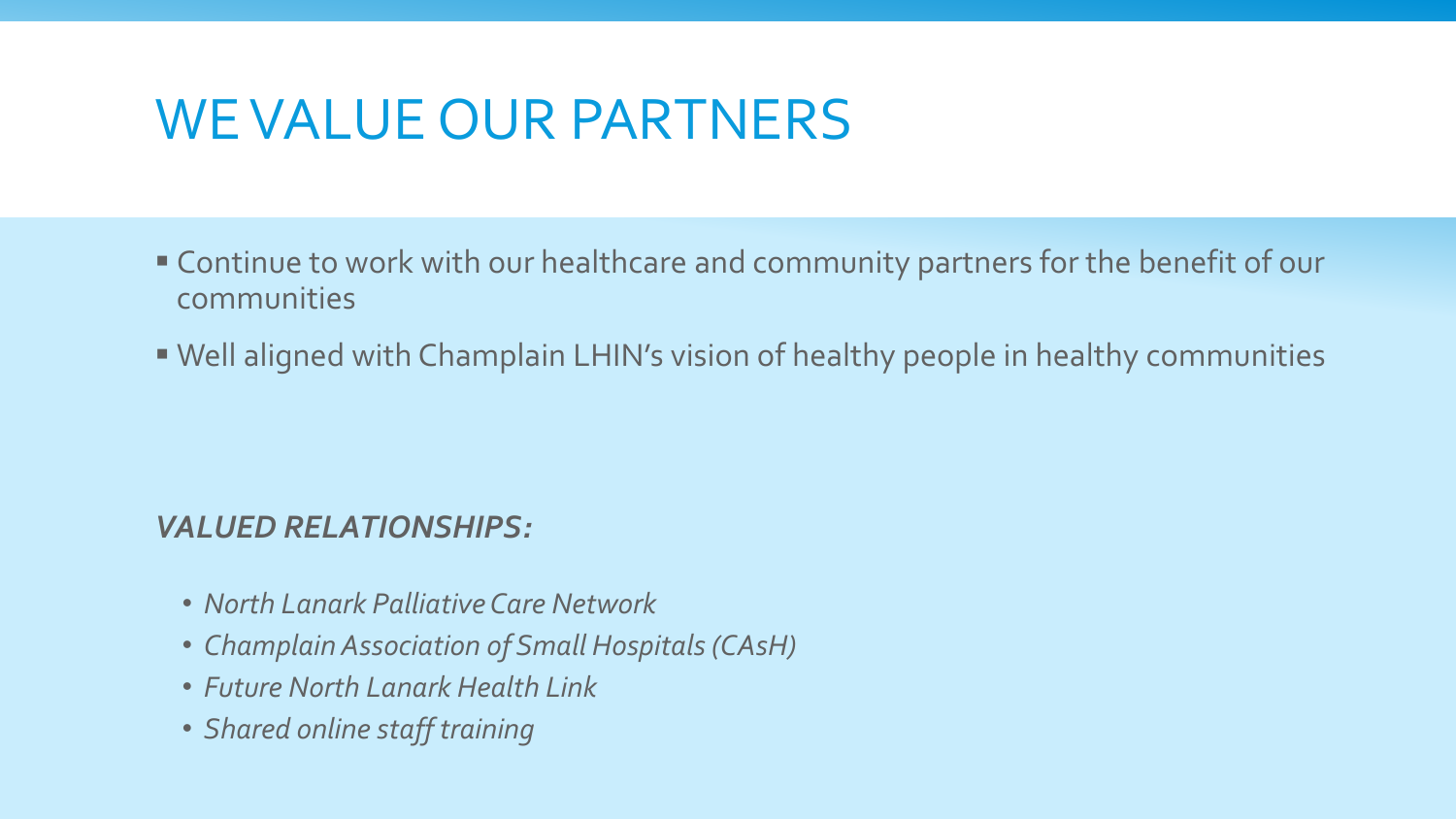# WE VALUE OUR PARTNERS

- Continue to work with our healthcare and community partners for the benefit of our communities
- Well aligned with Champlain LHIN's vision of healthy people in healthy communities

***VALUED RELATIONSHIPS:***

- *North Lanark Palliative Care Network*
- *Champlain Association of Small Hospitals (CAsH)*
- *Future North Lanark Health Link*
- *Shared online staff training*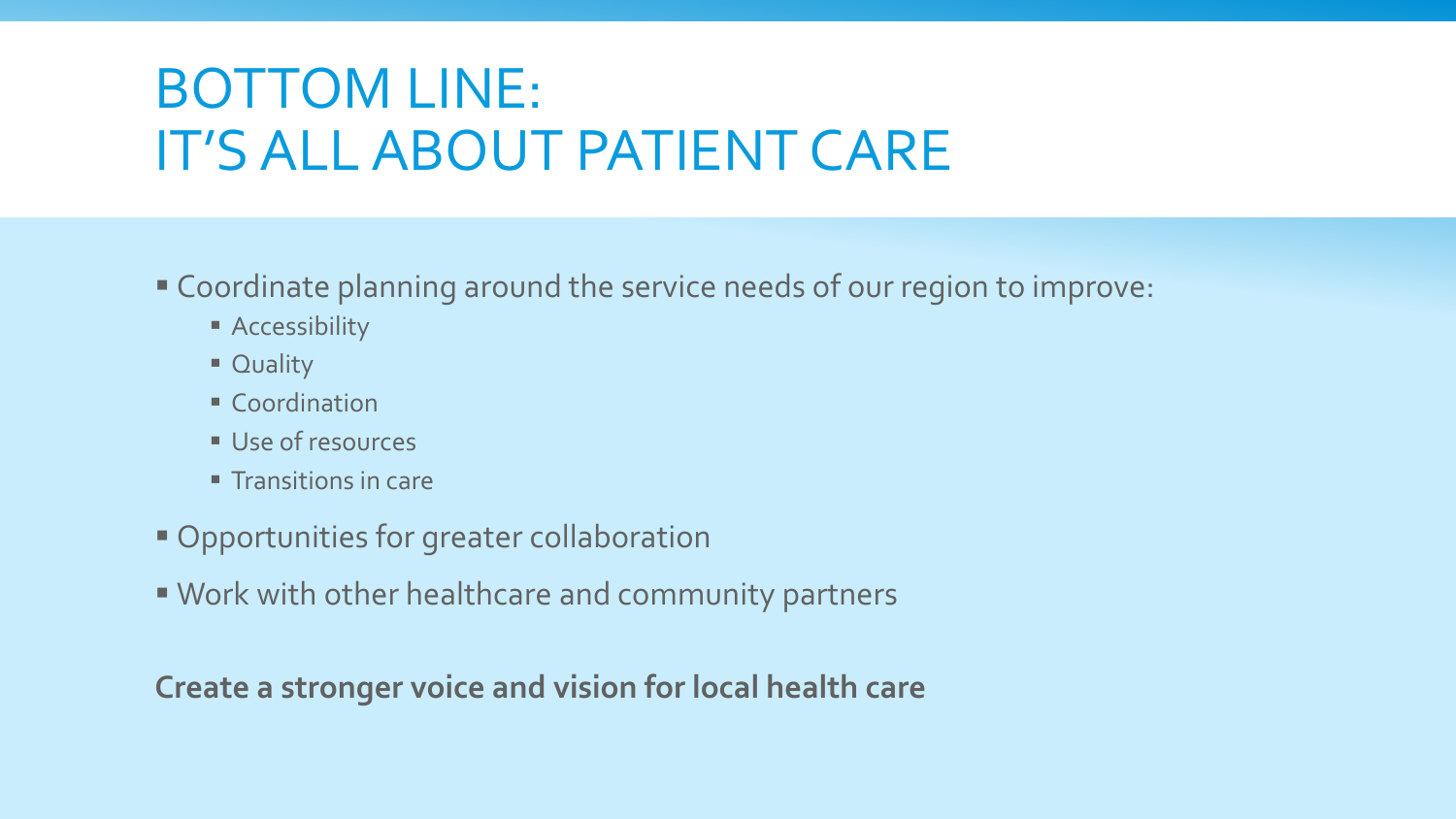# BOTTOM LINE:
# IT'S ALL ABOUT PATIENT CARE

- Coordinate planning around the service needs of our region to improve:
  - Accessibility
  - Quality
  - Coordination
  - Use of resources
  - Transitions in care
- Opportunities for greater collaboration
- Work with other healthcare and community partners

**Create a stronger voice and vision for local health care**